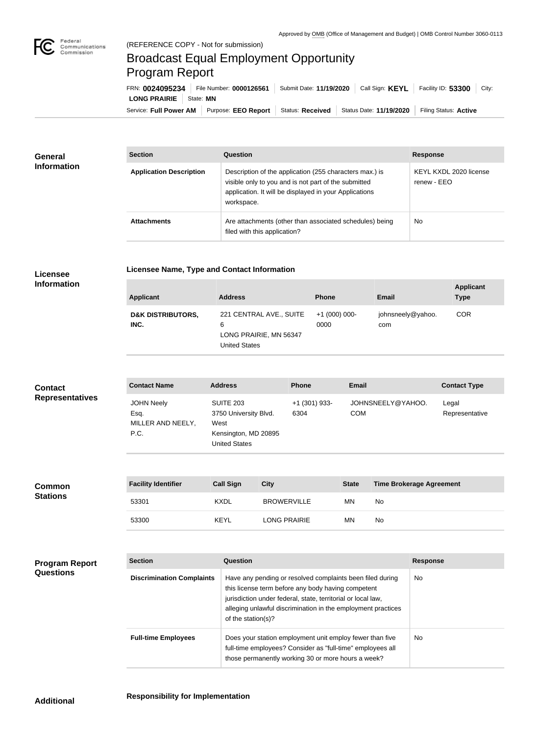Approved by OMB (Office of Management and Budget) | OMB Control Number 3060-0113

(REFERENCE COPY - Not for submission)

# Broadcast Equal Employment Opportunity Program Report

FRN: **0024095234** | File Number: **0000126561** | Submit Date: **11/19/2020** | Call Sign: **KEYL** | Facility ID: **53300** | City: **LONG PRAIRIE** | State: **MN**

Service: **Full Power AM** | Purpose: **EEO Report** | Status: **Received** | Status Date: **11/19/2020** | Filing Status: **Active**

## General Information

| Section | Question | Response |
|---|---|---|
| **Application Description** | Description of the application (255 characters max.) is visible only to you and is not part of the submitted application. It will be displayed in your Applications workspace. | KEYL KXDL 2020 license renew - EEO |
| **Attachments** | Are attachments (other than associated schedules) being filed with this application? | No |

## Licensee Information

**Licensee Name, Type and Contact Information**

| Applicant | Address | Phone | Email | Applicant Type |
|---|---|---|---|---|
| **D&K DISTRIBUTORS, INC.** | 221 CENTRAL AVE., SUITE 6<br>LONG PRAIRIE, MN 56347<br>United States | +1 (000) 000-0000 | johnsneely@yahoo.com | COR |

## Contact Representatives

| Contact Name | Address | Phone | Email | Contact Type |
|---|---|---|---|---|
| JOHN Neely Esq.<br>MILLER AND NEELY, P.C. | SUITE 203<br>3750 University Blvd. West<br>Kensington, MD 20895<br>United States | +1 (301) 933-6304 | JOHNSNEELY@YAHOO.COM | Legal Representative |

## Common Stations

| Facility Identifier | Call Sign | City | State | Time Brokerage Agreement |
|---|---|---|---|---|
| 53301 | KXDL | BROWERVILLE | MN | No |
| 53300 | KEYL | LONG PRAIRIE | MN | No |

## Program Report Questions

| Section | Question | Response |
|---|---|---|
| **Discrimination Complaints** | Have any pending or resolved complaints been filed during this license term before any body having competent jurisdiction under federal, state, territorial or local law, alleging unlawful discrimination in the employment practices of the station(s)? | No |
| **Full-time Employees** | Does your station employment unit employ fewer than five full-time employees? Consider as "full-time" employees all those permanently working 30 or more hours a week? | No |

## Additional

**Responsibility for Implementation**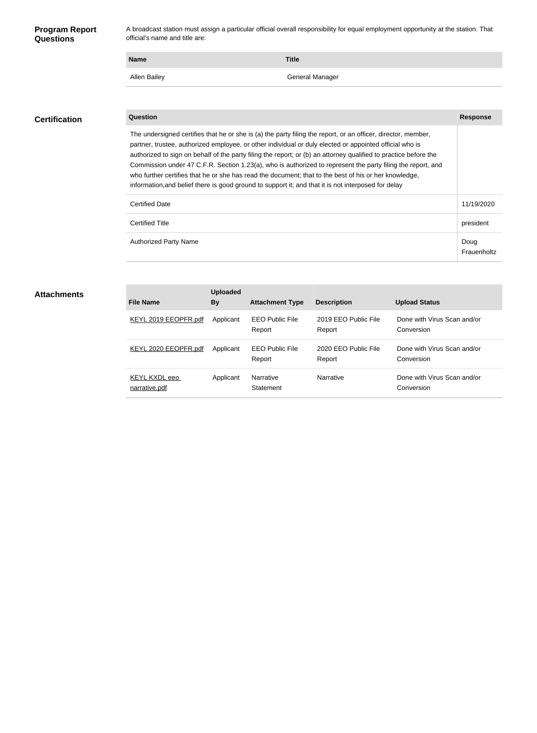## Program Report Questions

A broadcast station must assign a particular official overall responsibility for equal employment opportunity at the station. That official's name and title are:

| Name | Title |
| --- | --- |
| Allen Bailey | General Manager |

## Certification

| Question | Response |
| --- | --- |
| The undersigned certifies that he or she is (a) the party filing the report, or an officer, director, member, partner, trustee, authorized employee, or other individual or duly elected or appointed official who is authorized to sign on behalf of the party filing the report; or (b) an attorney qualified to practice before the Commission under 47 C.F.R. Section 1.23(a), who is authorized to represent the party filing the report, and who further certifies that he or she has read the document; that to the best of his or her knowledge, information,and belief there is good ground to support it; and that it is not interposed for delay | |
| Certified Date | 11/19/2020 |
| Certified Title | president |
| Authorized Party Name | Doug Frauenholtz |

## Attachments

| File Name | Uploaded By | Attachment Type | Description | Upload Status |
| --- | --- | --- | --- | --- |
| KEYL 2019 EEOPFR.pdf | Applicant | EEO Public File Report | 2019 EEO Public File Report | Done with Virus Scan and/or Conversion |
| KEYL 2020 EEOPFR.pdf | Applicant | EEO Public File Report | 2020 EEO Public File Report | Done with Virus Scan and/or Conversion |
| KEYL KXDL eeo narrative.pdf | Applicant | Narrative Statement | Narrative | Done with Virus Scan and/or Conversion |